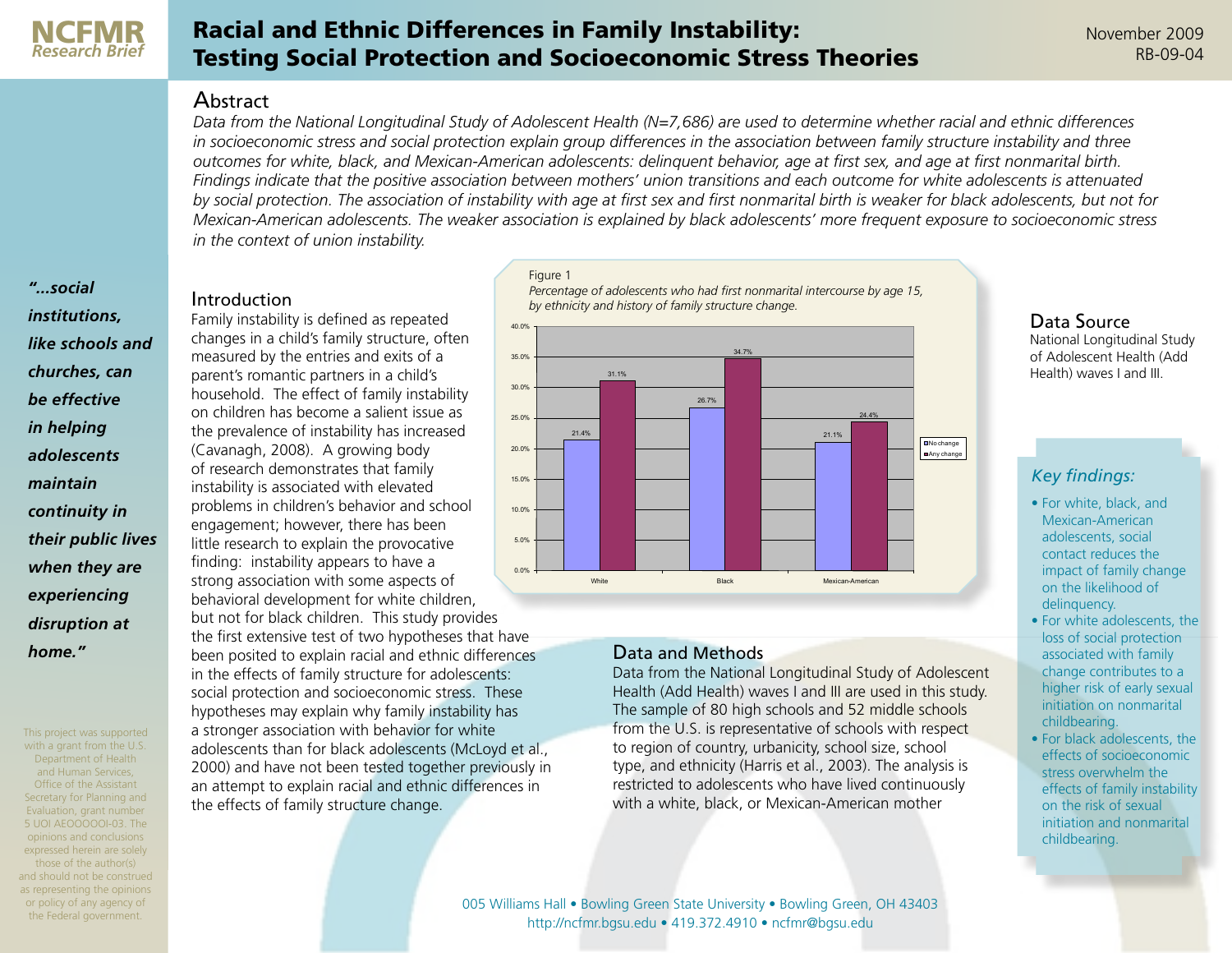NCFMR *Research Brief*

# Racial and Ethnic Differences in Family Instability: Testing Social Protection and Socioeconomic Stress Theories

November 2009
RB-09-04

## Abstract

*Data from the National Longitudinal Study of Adolescent Health (N=7,686) are used to determine whether racial and ethnic differences in socioeconomic stress and social protection explain group differences in the association between family structure instability and three outcomes for white, black, and Mexican-American adolescents: delinquent behavior, age at first sex, and age at first nonmarital birth. Findings indicate that the positive association between mothers' union transitions and each outcome for white adolescents is attenuated by social protection. The association of instability with age at first sex and first nonmarital birth is weaker for black adolescents, but not for Mexican-American adolescents. The weaker association is explained by black adolescents' more frequent exposure to socioeconomic stress in the context of union instability.*

***"...social institutions, like schools and churches, can be effective in helping adolescents maintain continuity in their public lives when they are experiencing disruption at home."***

## Introduction

Family instability is defined as repeated changes in a child's family structure, often measured by the entries and exits of a parent's romantic partners in a child's household. The effect of family instability on children has become a salient issue as the prevalence of instability has increased (Cavanagh, 2008). A growing body of research demonstrates that family instability is associated with elevated problems in children's behavior and school engagement; however, there has been little research to explain the provocative finding: instability appears to have a strong association with some aspects of behavioral development for white children, but not for black children. This study provides the first extensive test of two hypotheses that have been posited to explain racial and ethnic differences in the effects of family structure for adolescents: social protection and socioeconomic stress. These hypotheses may explain why family instability has a stronger association with behavior for white adolescents than for black adolescents (McLoyd et al., 2000) and have not been tested together previously in an attempt to explain racial and ethnic differences in the effects of family structure change.

Figure 1

*Percentage of adolescents who had first nonmarital intercourse by age 15, by ethnicity and history of family structure change.*

| | No change | Any change |
|---|---|---|
| White | 21.4% | 31.1% |
| Black | 26.7% | 34.7% |
| Mexican-American | 21.1% | 24.4% |

## Data and Methods

Data from the National Longitudinal Study of Adolescent Health (Add Health) waves I and III are used in this study. The sample of 80 high schools and 52 middle schools from the U.S. is representative of schools with respect to region of country, urbanicity, school size, school type, and ethnicity (Harris et al., 2003). The analysis is restricted to adolescents who have lived continuously with a white, black, or Mexican-American mother

## Data Source

National Longitudinal Study of Adolescent Health (Add Health) waves I and III.

### *Key findings:*

- For white, black, and Mexican-American adolescents, social contact reduces the impact of family change on the likelihood of delinquency.
- For white adolescents, the loss of social protection associated with family change contributes to a higher risk of early sexual initiation on nonmarital childbearing.
- For black adolescents, the effects of socioeconomic stress overwhelm the effects of family instability on the risk of sexual initiation and nonmarital childbearing.

This project was supported with a grant from the U.S. Department of Health and Human Services, Office of the Assistant Secretary for Planning and Evaluation, grant number 5 UOI AEOOOOOI-03. The opinions and conclusions expressed herein are solely those of the author(s) and should not be construed as representing the opinions or policy of any agency of the Federal government.

005 Williams Hall • Bowling Green State University • Bowling Green, OH 43403
http://ncfmr.bgsu.edu • 419.372.4910 • ncfmr@bgsu.edu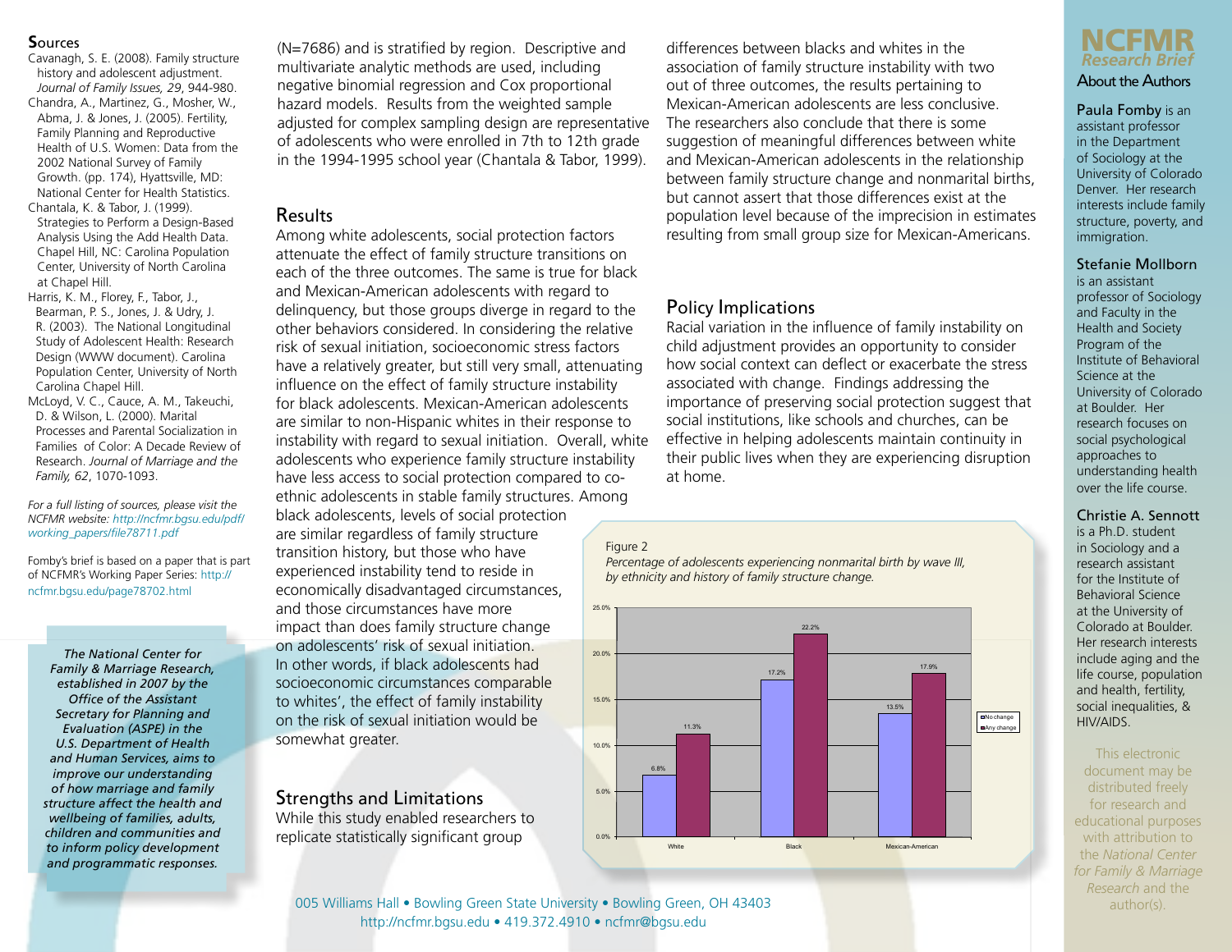## Sources

Cavanagh, S. E. (2008). Family structure history and adolescent adjustment. *Journal of Family Issues, 29*, 944-980.

Chandra, A., Martinez, G., Mosher, W., Abma, J. & Jones, J. (2005). Fertility, Family Planning and Reproductive Health of U.S. Women: Data from the 2002 National Survey of Family Growth. (pp. 174), Hyattsville, MD: National Center for Health Statistics.

Chantala, K. & Tabor, J. (1999). Strategies to Perform a Design-Based Analysis Using the Add Health Data. Chapel Hill, NC: Carolina Population Center, University of North Carolina at Chapel Hill.

Harris, K. M., Florey, F., Tabor, J., Bearman, P. S., Jones, J. & Udry, J. R. (2003). The National Longitudinal Study of Adolescent Health: Research Design (WWW document). Carolina Population Center, University of North Carolina Chapel Hill.

McLoyd, V. C., Cauce, A. M., Takeuchi, D. & Wilson, L. (2000). Marital Processes and Parental Socialization in Families of Color: A Decade Review of Research. *Journal of Marriage and the Family, 62*, 1070-1093.

*For a full listing of sources, please visit the NCFMR website: http://ncfmr.bgsu.edu/pdf/working_papers/file78711.pdf*

Fomby's brief is based on a paper that is part of NCFMR's Working Paper Series: http://ncfmr.bgsu.edu/page78702.html

*The National Center for Family & Marriage Research, established in 2007 by the Office of the Assistant Secretary for Planning and Evaluation (ASPE) in the U.S. Department of Health and Human Services, aims to improve our understanding of how marriage and family structure affect the health and wellbeing of families, adults, children and communities and to inform policy development and programmatic responses.*

(N=7686) and is stratified by region. Descriptive and multivariate analytic methods are used, including negative binomial regression and Cox proportional hazard models. Results from the weighted sample adjusted for complex sampling design are representative of adolescents who were enrolled in 7th to 12th grade in the 1994-1995 school year (Chantala & Tabor, 1999).

## Results

Among white adolescents, social protection factors attenuate the effect of family structure transitions on each of the three outcomes. The same is true for black and Mexican-American adolescents with regard to delinquency, but those groups diverge in regard to the other behaviors considered. In considering the relative risk of sexual initiation, socioeconomic stress factors have a relatively greater, but still very small, attenuating influence on the effect of family structure instability for black adolescents. Mexican-American adolescents are similar to non-Hispanic whites in their response to instability with regard to sexual initiation. Overall, white adolescents who experience family structure instability have less access to social protection compared to co-ethnic adolescents in stable family structures. Among black adolescents, levels of social protection are similar regardless of family structure transition history, but those who have experienced instability tend to reside in economically disadvantaged circumstances, and those circumstances have more impact than does family structure change on adolescents' risk of sexual initiation. In other words, if black adolescents had socioeconomic circumstances comparable to whites', the effect of family instability on the risk of sexual initiation would be somewhat greater.

## Strengths and Limitations

While this study enabled researchers to replicate statistically significant group differences between blacks and whites in the association of family structure instability with two out of three outcomes, the results pertaining to Mexican-American adolescents are less conclusive. The researchers also conclude that there is some suggestion of meaningful differences between white and Mexican-American adolescents in the relationship between family structure change and nonmarital births, but cannot assert that those differences exist at the population level because of the imprecision in estimates resulting from small group size for Mexican-Americans.

## Policy Implications

Racial variation in the influence of family instability on child adjustment provides an opportunity to consider how social context can deflect or exacerbate the stress associated with change. Findings addressing the importance of preserving social protection suggest that social institutions, like schools and churches, can be effective in helping adolescents maintain continuity in their public lives when they are experiencing disruption at home.

Figure 2
*Percentage of adolescents experiencing nonmarital birth by wave III, by ethnicity and history of family structure change.*

25.0%
20.0%
15.0%
10.0%
5.0%
0.0%

White: 6.8%, 11.3%
Black: 17.2%, 22.2%
Mexican-American: 13.5%, 17.9%

No change
Any change

## About the Authors

**Paula Fomby** is an assistant professor in the Department of Sociology at the University of Colorado Denver. Her research interests include family structure, poverty, and immigration.

**Stefanie Mollborn** is an assistant professor of Sociology and Faculty in the Health and Society Program of the Institute of Behavioral Science at the University of Colorado at Boulder. Her research focuses on social psychological approaches to understanding health over the life course.

**Christie A. Sennott** is a Ph.D. student in Sociology and a research assistant for the Institute of Behavioral Science at the University of Colorado at Boulder. Her research interests include aging and the life course, population and health, fertility, social inequalities, & HIV/AIDS.

This electronic document may be distributed freely for research and educational purposes with attribution to the *National Center for Family & Marriage Research* and the author(s).

005 Williams Hall • Bowling Green State University • Bowling Green, OH 43403
http://ncfmr.bgsu.edu • 419.372.4910 • ncfmr@bgsu.edu